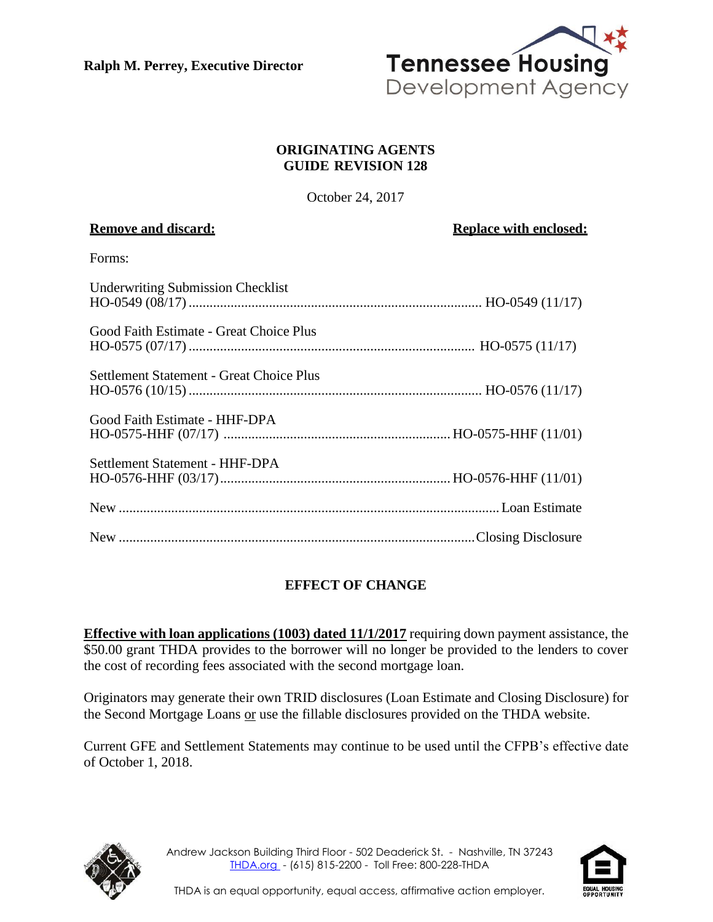**Ralph M. Perrey, Executive Director**

Tennessee Housing Development Agency

**ORIGINATING AGENTS**
**GUIDE REVISION 128**

October 24, 2017

| **Remove and discard:** | **Replace with enclosed:** |
|---|---|
| Forms: | |
| Underwriting Submission Checklist HO-0549 (08/17) | HO-0549 (11/17) |
| Good Faith Estimate - Great Choice Plus HO-0575 (07/17) | HO-0575 (11/17) |
| Settlement Statement - Great Choice Plus HO-0576 (10/15) | HO-0576 (11/17) |
| Good Faith Estimate - HHF-DPA HO-0575-HHF (07/17) | HO-0575-HHF (11/01) |
| Settlement Statement - HHF-DPA HO-0576-HHF (03/17) | HO-0576-HHF (11/01) |
| New | Loan Estimate |
| New | Closing Disclosure |

## EFFECT OF CHANGE

**Effective with loan applications (1003) dated 11/1/2017** requiring down payment assistance, the $50.00 grant THDA provides to the borrower will no longer be provided to the lenders to cover the cost of recording fees associated with the second mortgage loan.

Originators may generate their own TRID disclosures (Loan Estimate and Closing Disclosure) for the Second Mortgage Loans or use the fillable disclosures provided on the THDA website.

Current GFE and Settlement Statements may continue to be used until the CFPB's effective date of October 1, 2018.

Andrew Jackson Building Third Floor - 502 Deaderick St. - Nashville, TN 37243
THDA.org - (615) 815-2200 - Toll Free: 800-228-THDA

THDA is an equal opportunity, equal access, affirmative action employer.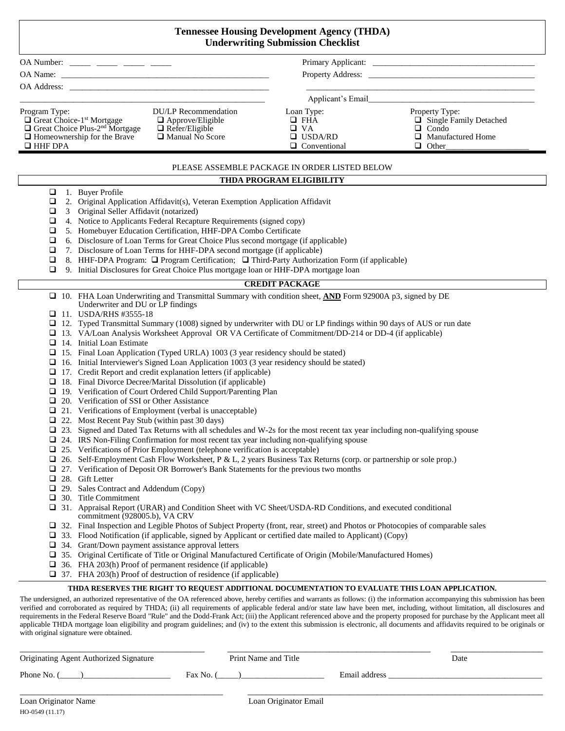# Tennessee Housing Development Agency (THDA)
## Underwriting Submission Checklist

OA Number: _____ _____ _____ _____

OA Name: ____________________________________________

OA Address: ____________________________________________

____________________________________________

Primary Applicant: ____________________________________

Property Address: ____________________________________

____________________________________________

Applicant's Email____________________________________

**Program Type:**
- ❑ Great Choice-1st Mortgage
- ❑ Great Choice Plus-2nd Mortgage
- ❑ Homeownership for the Brave
- ❑ HHF DPA

**DU/LP Recommendation**
- ❑ Approve/Eligible
- ❑ Refer/Eligible
- ❑ Manual No Score

**Loan Type:**
- ❑ FHA
- ❑ VA
- ❑ USDA/RD
- ❑ Conventional

**Property Type:**
- ❑ Single Family Detached
- ❑ Condo
- ❑ Manufactured Home
- ❑ Other___________________

PLEASE ASSEMBLE PACKAGE IN ORDER LISTED BELOW

### THDA PROGRAM ELIGIBILITY

- ❑ 1. Buyer Profile
- ❑ 2. Original Application Affidavit(s), Veteran Exemption Application Affidavit
- ❑ 3 Original Seller Affidavit (notarized)
- ❑ 4. Notice to Applicants Federal Recapture Requirements (signed copy)
- ❑ 5. Homebuyer Education Certification, HHF-DPA Combo Certificate
- ❑ 6. Disclosure of Loan Terms for Great Choice Plus second mortgage (if applicable)
- ❑ 7. Disclosure of Loan Terms for HHF-DPA second mortgage (if applicable)
- ❑ 8. HHF-DPA Program: ❑ Program Certification; ❑ Third-Party Authorization Form (if applicable)
- ❑ 9. Initial Disclosures for Great Choice Plus mortgage loan or HHF-DPA mortgage loan

### CREDIT PACKAGE

- ❑ 10. FHA Loan Underwriting and Transmittal Summary with condition sheet, **AND** Form 92900A p3, signed by DE Underwriter and DU or LP findings
- ❑ 11. USDA/RHS #3555-18
- ❑ 12. Typed Transmittal Summary (1008) signed by underwriter with DU or LP findings within 90 days of AUS or run date
- ❑ 13. VA/Loan Analysis Worksheet Approval OR VA Certificate of Commitment/DD-214 or DD-4 (if applicable)
- ❑ 14. Initial Loan Estimate
- ❑ 15. Final Loan Application (Typed URLA) 1003 (3 year residency should be stated)
- ❑ 16. Initial Interviewer's Signed Loan Application 1003 (3 year residency should be stated)
- ❑ 17. Credit Report and credit explanation letters (if applicable)
- ❑ 18. Final Divorce Decree/Marital Dissolution (if applicable)
- ❑ 19. Verification of Court Ordered Child Support/Parenting Plan
- ❑ 20. Verification of SSI or Other Assistance
- ❑ 21. Verifications of Employment (verbal is unacceptable)
- ❑ 22. Most Recent Pay Stub (within past 30 days)
- ❑ 23. Signed and Dated Tax Returns with all schedules and W-2s for the most recent tax year including non-qualifying spouse
- ❑ 24. IRS Non-Filing Confirmation for most recent tax year including non-qualifying spouse
- ❑ 25. Verifications of Prior Employment (telephone verification is acceptable)
- ❑ 26. Self-Employment Cash Flow Worksheet, P & L, 2 years Business Tax Returns (corp. or partnership or sole prop.)
- ❑ 27. Verification of Deposit OR Borrower's Bank Statements for the previous two months
- ❑ 28. Gift Letter
- ❑ 29. Sales Contract and Addendum (Copy)
- ❑ 30. Title Commitment
- ❑ 31. Appraisal Report (URAR) and Condition Sheet with VC Sheet/USDA-RD Conditions, and executed conditional commitment (928005.b), VA CRV
- ❑ 32. Final Inspection and Legible Photos of Subject Property (front, rear, street) and Photos or Photocopies of comparable sales
- ❑ 33. Flood Notification (if applicable, signed by Applicant or certified date mailed to Applicant) (Copy)
- ❑ 34. Grant/Down payment assistance approval letters
- ❑ 35. Original Certificate of Title or Original Manufactured Certificate of Origin (Mobile/Manufactured Homes)
- ❑ 36. FHA 203(h) Proof of permanent residence (if applicable)
- ❑ 37. FHA 203(h) Proof of destruction of residence (if applicable)

**THDA RESERVES THE RIGHT TO REQUEST ADDITIONAL DOCUMENTATION TO EVALUATE THIS LOAN APPLICATION.**

The undersigned, an authorized representative of the OA referenced above, hereby certifies and warrants as follows: (i) the information accompanying this submission has been verified and corroborated as required by THDA; (ii) all requirements of applicable federal and/or state law have been met, including, without limitation, all disclosures and requirements in the Federal Reserve Board "Rule" and the Dodd-Frank Act; (iii) the Applicant referenced above and the property proposed for purchase by the Applicant meet all applicable THDA mortgage loan eligibility and program guidelines; and (iv) to the extent this submission is electronic, all documents and affidavits required to be originals or with original signature were obtained.

______________________________ ______________________________ ______________
Originating Agent Authorized Signature    Print Name and Title    Date

Phone No. (_____)____________________ Fax No. (_____)____________________ Email address ______________________________

______________________________ ______________________________
Loan Originator Name    Loan Originator Email

HO-0549 (11.17)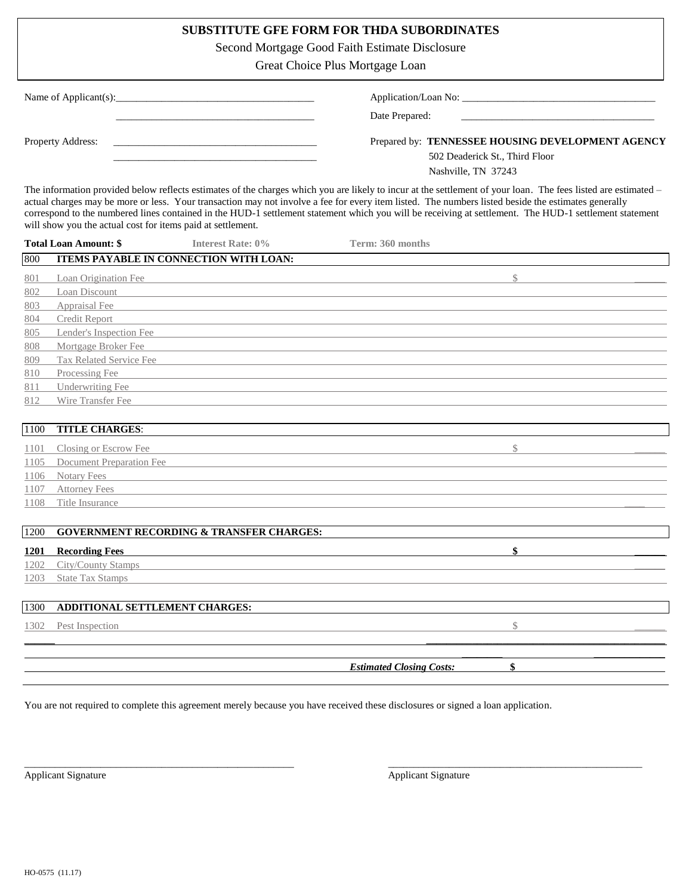# SUBSTITUTE GFE FORM FOR THDA SUBORDINATES

Second Mortgage Good Faith Estimate Disclosure

Great Choice Plus Mortgage Loan

Name of Applicant(s): ______________________________________

______________________________________

Property Address: ______________________________________

______________________________________

Application/Loan No: ______________________________________

Date Prepared: ______________________________________

Prepared by: **TENNESSEE HOUSING DEVELOPMENT AGENCY**
502 Deaderick St., Third Floor
Nashville, TN 37243

The information provided below reflects estimates of the charges which you are likely to incur at the settlement of your loan. The fees listed are estimated – actual charges may be more or less. Your transaction may not involve a fee for every item listed. The numbers listed beside the estimates generally correspond to the numbered lines contained in the HUD-1 settlement statement which you will be receiving at settlement. The HUD-1 settlement statement will show you the actual cost for items paid at settlement.

**Total Loan Amount: $** **Interest Rate: 0%** **Term: 360 months**

| | | |
|---|---|---|
| **800** | **ITEMS PAYABLE IN CONNECTION WITH LOAN:** | |
| 801 | Loan Origination Fee | $ ______ |
| 802 | Loan Discount | |
| 803 | Appraisal Fee | |
| 804 | Credit Report | |
| 805 | Lender's Inspection Fee | |
| 808 | Mortgage Broker Fee | |
| 809 | Tax Related Service Fee | |
| 810 | Processing Fee | |
| 811 | Underwriting Fee | |
| 812 | Wire Transfer Fee | |
| **1100** | **TITLE CHARGES**: | |
| 1101 | Closing or Escrow Fee | $ ______ |
| 1105 | Document Preparation Fee | |
| 1106 | Notary Fees | |
| 1107 | Attorney Fees | |
| 1108 | Title Insurance | ____ |
| **1200** | **GOVERNMENT RECORDING & TRANSFER CHARGES:** | |
| **1201** | **Recording Fees** | **$** ______ |
| 1202 | City/County Stamps | ______ |
| 1203 | State Tax Stamps | |
| **1300** | **ADDITIONAL SETTLEMENT CHARGES:** | |
| 1302 | Pest Inspection | $ ______ |
| | ***Estimated Closing Costs:*** | **$** |

You are not required to complete this agreement merely because you have received these disclosures or signed a loan application.

______________________________________
Applicant Signature

______________________________________
Applicant Signature

HO-0575 (11.17)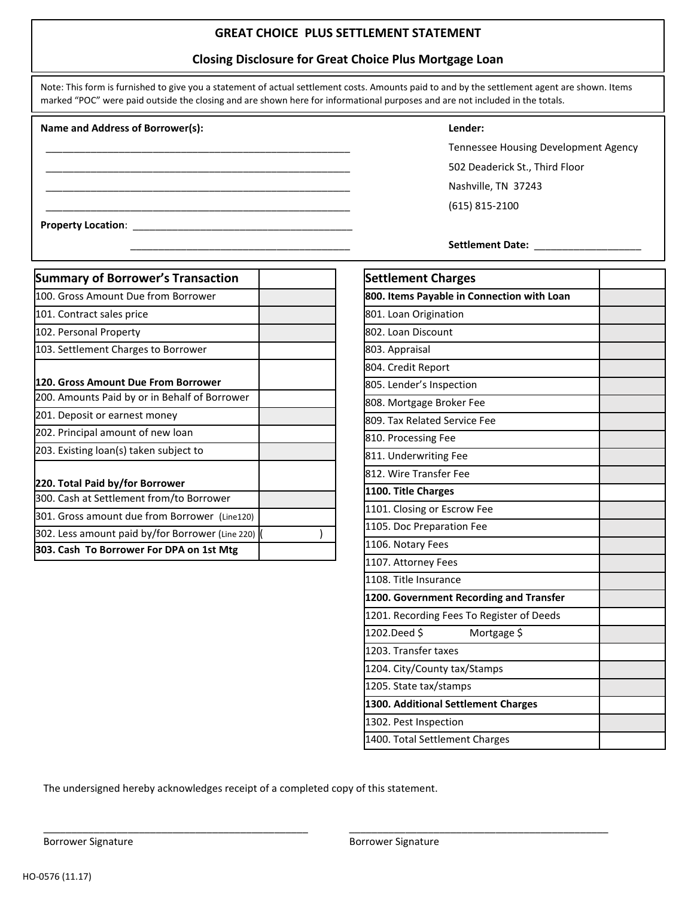# GREAT CHOICE PLUS SETTLEMENT STATEMENT

## Closing Disclosure for Great Choice Plus Mortgage Loan

Note: This form is furnished to give you a statement of actual settlement costs. Amounts paid to and by the settlement agent are shown. Items marked "POC" were paid outside the closing and are shown here for informational purposes and are not included in the totals.

**Name and Address of Borrower(s):**

\_\_\_\_\_\_\_\_\_\_\_\_\_\_\_\_\_\_\_\_\_\_\_\_\_\_\_\_\_\_\_\_\_\_\_\_\_\_\_\_\_\_\_\_\_\_\_\_\_\_\_\_

\_\_\_\_\_\_\_\_\_\_\_\_\_\_\_\_\_\_\_\_\_\_\_\_\_\_\_\_\_\_\_\_\_\_\_\_\_\_\_\_\_\_\_\_\_\_\_\_\_\_\_\_

\_\_\_\_\_\_\_\_\_\_\_\_\_\_\_\_\_\_\_\_\_\_\_\_\_\_\_\_\_\_\_\_\_\_\_\_\_\_\_\_\_\_\_\_\_\_\_\_\_\_\_\_

\_\_\_\_\_\_\_\_\_\_\_\_\_\_\_\_\_\_\_\_\_\_\_\_\_\_\_\_\_\_\_\_\_\_\_\_\_\_\_\_\_\_\_\_\_\_\_\_\_\_\_\_

**Property Location**: \_\_\_\_\_\_\_\_\_\_\_\_\_\_\_\_\_\_\_\_\_\_\_\_\_\_\_\_\_\_\_\_\_\_\_\_\_\_\_\_

\_\_\_\_\_\_\_\_\_\_\_\_\_\_\_\_\_\_\_\_\_\_\_\_\_\_\_\_\_\_\_\_\_\_\_\_\_\_\_\_

**Lender:**

Tennessee Housing Development Agency
502 Deaderick St., Third Floor
Nashville, TN 37243
(615) 815-2100

**Settlement Date:** \_\_\_\_\_\_\_\_\_\_\_\_\_\_\_\_\_\_\_

| Summary of Borrower's Transaction | |
|---|---|
| 100. Gross Amount Due from Borrower | |
| 101. Contract sales price | |
| 102. Personal Property | |
| 103. Settlement Charges to Borrower | |
| **120. Gross Amount Due From Borrower** | |
| 200. Amounts Paid by or in Behalf of Borrower | |
| 201. Deposit or earnest money | |
| 202. Principal amount of new loan | |
| 203. Existing loan(s) taken subject to | |
| **220. Total Paid by/for Borrower** | |
| 300. Cash at Settlement from/to Borrower | |
| 301. Gross amount due from Borrower (Line120) | |
| 302. Less amount paid by/for Borrower (Line 220) | ( ) |
| **303. Cash To Borrower For DPA on 1st Mtg** | |

| Settlement Charges | |
|---|---|
| **800. Items Payable in Connection with Loan** | |
| 801. Loan Origination | |
| 802. Loan Discount | |
| 803. Appraisal | |
| 804. Credit Report | |
| 805. Lender's Inspection | |
| 808. Mortgage Broker Fee | |
| 809. Tax Related Service Fee | |
| 810. Processing Fee | |
| 811. Underwriting Fee | |
| 812. Wire Transfer Fee | |
| **1100. Title Charges** | |
| 1101. Closing or Escrow Fee | |
| 1105. Doc Preparation Fee | |
| 1106. Notary Fees | |
| 1107. Attorney Fees | |
| 1108. Title Insurance | |
| **1200. Government Recording and Transfer** | |
| 1201. Recording Fees To Register of Deeds | |
| 1202.Deed $ Mortgage $ | |
| 1203. Transfer taxes | |
| 1204. City/County tax/Stamps | |
| 1205. State tax/stamps | |
| **1300. Additional Settlement Charges** | |
| 1302. Pest Inspection | |
| 1400. Total Settlement Charges | |

The undersigned hereby acknowledges receipt of a completed copy of this statement.

\_\_\_\_\_\_\_\_\_\_\_\_\_\_\_\_\_\_\_\_\_\_\_\_\_\_\_\_\_\_\_\_\_\_\_\_\_\_\_\_\_\_\_\_\_\_\_\_
Borrower Signature

\_\_\_\_\_\_\_\_\_\_\_\_\_\_\_\_\_\_\_\_\_\_\_\_\_\_\_\_\_\_\_\_\_\_\_\_\_\_\_\_\_\_\_\_\_\_\_\_
Borrower Signature

HO-0576 (11.17)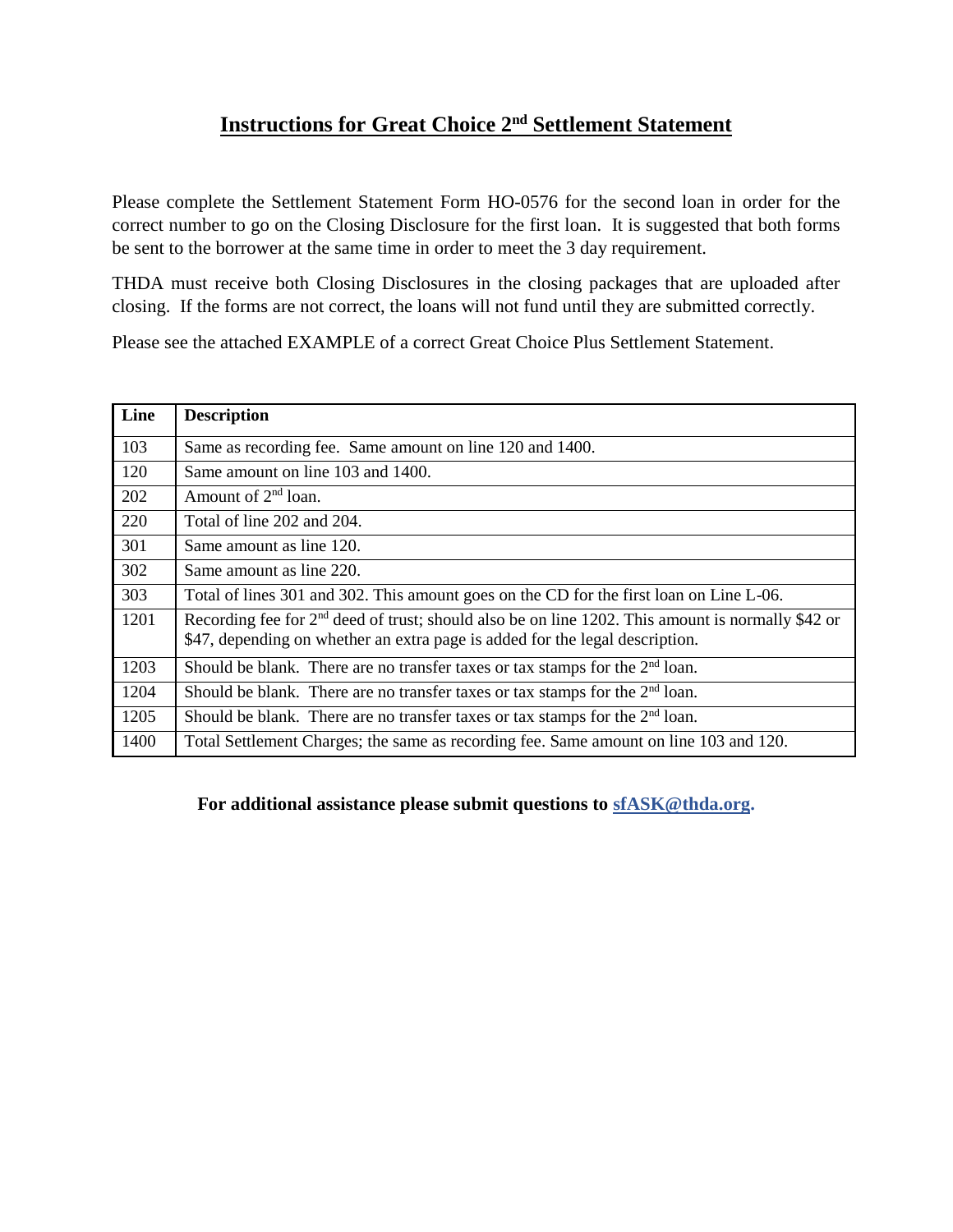# Instructions for Great Choice 2nd Settlement Statement

Please complete the Settlement Statement Form HO-0576 for the second loan in order for the correct number to go on the Closing Disclosure for the first loan. It is suggested that both forms be sent to the borrower at the same time in order to meet the 3 day requirement.

THDA must receive both Closing Disclosures in the closing packages that are uploaded after closing. If the forms are not correct, the loans will not fund until they are submitted correctly.

Please see the attached EXAMPLE of a correct Great Choice Plus Settlement Statement.

| Line | Description |
| --- | --- |
| 103 | Same as recording fee. Same amount on line 120 and 1400. |
| 120 | Same amount on line 103 and 1400. |
| 202 | Amount of 2nd loan. |
| 220 | Total of line 202 and 204. |
| 301 | Same amount as line 120. |
| 302 | Same amount as line 220. |
| 303 | Total of lines 301 and 302. This amount goes on the CD for the first loan on Line L-06. |
| 1201 | Recording fee for 2nd deed of trust; should also be on line 1202. This amount is normally $42 or $47, depending on whether an extra page is added for the legal description. |
| 1203 | Should be blank. There are no transfer taxes or tax stamps for the 2nd loan. |
| 1204 | Should be blank. There are no transfer taxes or tax stamps for the 2nd loan. |
| 1205 | Should be blank. There are no transfer taxes or tax stamps for the 2nd loan. |
| 1400 | Total Settlement Charges; the same as recording fee. Same amount on line 103 and 120. |

**For additional assistance please submit questions to sfASK@thda.org.**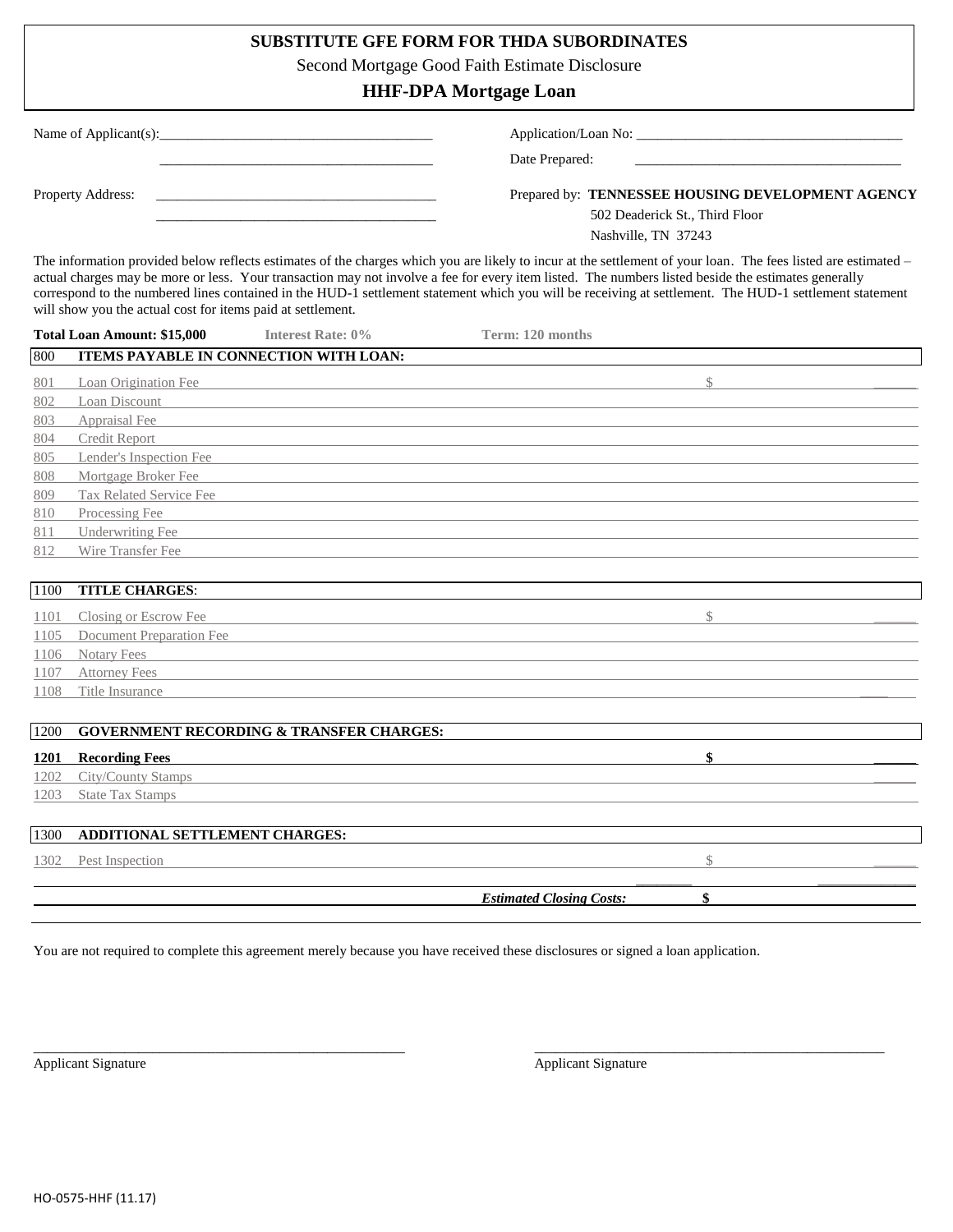# SUBSTITUTE GFE FORM FOR THDA SUBORDINATES

Second Mortgage Good Faith Estimate Disclosure

## HHF-DPA Mortgage Loan

Name of Applicant(s):______________________________________

______________________________________

Application/Loan No: ______________________________________

Date Prepared: ______________________________________

Property Address: ______________________________________

______________________________________

Prepared by: **TENNESSEE HOUSING DEVELOPMENT AGENCY**
502 Deaderick St., Third Floor
Nashville, TN 37243

The information provided below reflects estimates of the charges which you are likely to incur at the settlement of your loan. The fees listed are estimated – actual charges may be more or less. Your transaction may not involve a fee for every item listed. The numbers listed beside the estimates generally correspond to the numbered lines contained in the HUD-1 settlement statement which you will be receiving at settlement. The HUD-1 settlement statement will show you the actual cost for items paid at settlement.

**Total Loan Amount: $15,000** | **Interest Rate: 0%** | **Term: 120 months**

| | | |
|---|---|---|
| **800** | **ITEMS PAYABLE IN CONNECTION WITH LOAN:** | |
| 801 | Loan Origination Fee | $ ______ |
| 802 | Loan Discount | |
| 803 | Appraisal Fee | |
| 804 | Credit Report | |
| 805 | Lender's Inspection Fee | |
| 808 | Mortgage Broker Fee | |
| 809 | Tax Related Service Fee | |
| 810 | Processing Fee | |
| 811 | Underwriting Fee | |
| 812 | Wire Transfer Fee | |
| **1100** | **TITLE CHARGES**: | |
| 1101 | Closing or Escrow Fee | $ ______ |
| 1105 | Document Preparation Fee | |
| 1106 | Notary Fees | |
| 1107 | Attorney Fees | |
| 1108 | Title Insurance | ____ |
| **1200** | **GOVERNMENT RECORDING & TRANSFER CHARGES:** | |
| **1201** | **Recording Fees** | **$** ______ |
| 1202 | City/County Stamps | ______ |
| 1203 | State Tax Stamps | |
| **1300** | **ADDITIONAL SETTLEMENT CHARGES:** | |
| 1302 | Pest Inspection | $ ______ |
| | ***Estimated Closing Costs:*** | **$** |

You are not required to complete this agreement merely because you have received these disclosures or signed a loan application.

______________________________________ Applicant Signature

______________________________________ Applicant Signature

HO-0575-HHF (11.17)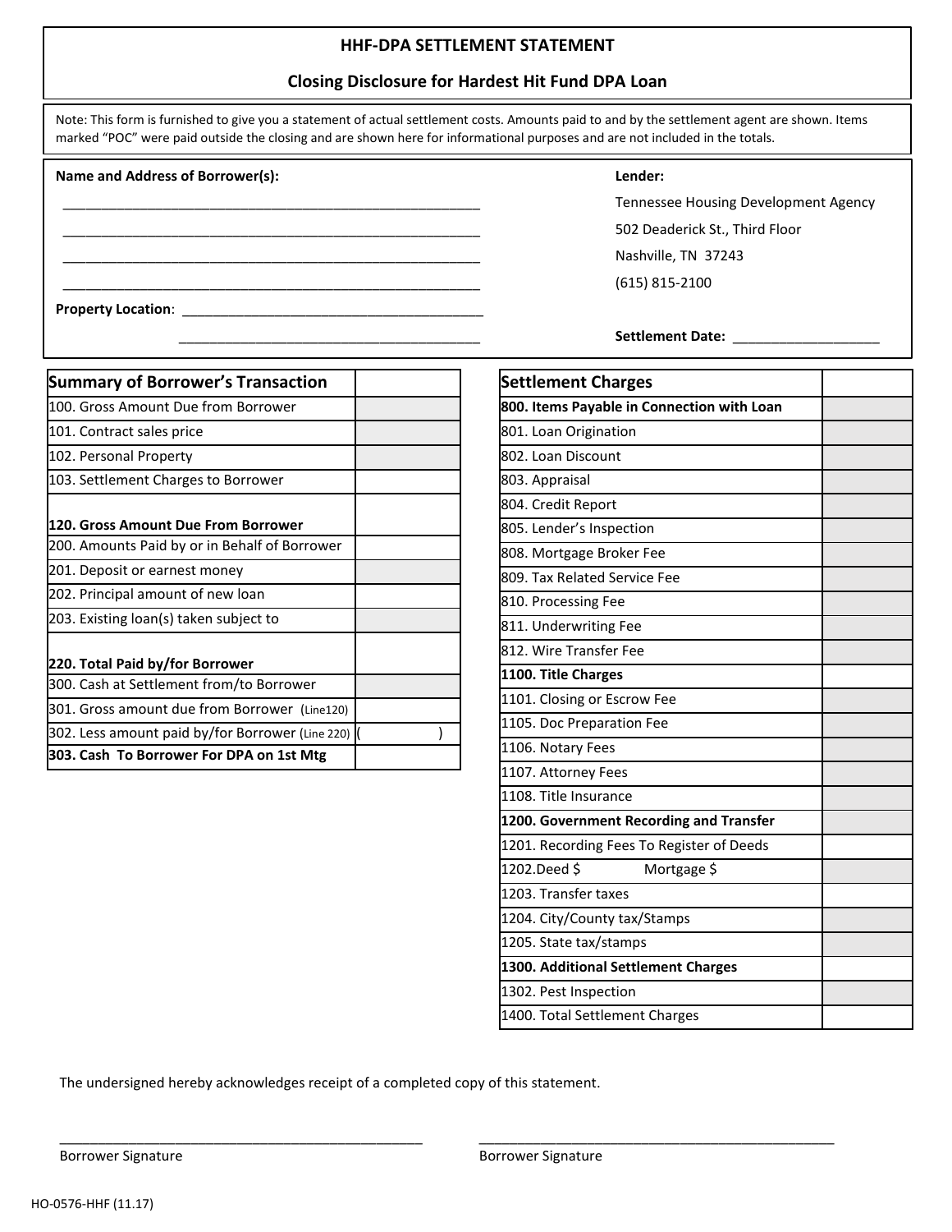# HHF-DPA SETTLEMENT STATEMENT

## Closing Disclosure for Hardest Hit Fund DPA Loan

Note: This form is furnished to give you a statement of actual settlement costs. Amounts paid to and by the settlement agent are shown. Items marked "POC" were paid outside the closing and are shown here for informational purposes and are not included in the totals.

**Name and Address of Borrower(s):**

_______________________________________________________

_______________________________________________________

_______________________________________________________

_______________________________________________________

**Property Location**: ________________________________________

________________________________________

**Lender:**

Tennessee Housing Development Agency
502 Deaderick St., Third Floor
Nashville, TN 37243
(615) 815-2100

**Settlement Date:** ___________________

| Summary of Borrower's Transaction | |
|---|---|
| 100. Gross Amount Due from Borrower | |
| 101. Contract sales price | |
| 102. Personal Property | |
| 103. Settlement Charges to Borrower | |
| **120. Gross Amount Due From Borrower** | |
| 200. Amounts Paid by or in Behalf of Borrower | |
| 201. Deposit or earnest money | |
| 202. Principal amount of new loan | |
| 203. Existing loan(s) taken subject to | |
| **220. Total Paid by/for Borrower** | |
| 300. Cash at Settlement from/to Borrower | |
| 301. Gross amount due from Borrower (Line120) | |
| 302. Less amount paid by/for Borrower (Line 220) | ( ) |
| **303. Cash To Borrower For DPA on 1st Mtg** | |

| Settlement Charges | |
|---|---|
| **800. Items Payable in Connection with Loan** | |
| 801. Loan Origination | |
| 802. Loan Discount | |
| 803. Appraisal | |
| 804. Credit Report | |
| 805. Lender's Inspection | |
| 808. Mortgage Broker Fee | |
| 809. Tax Related Service Fee | |
| 810. Processing Fee | |
| 811. Underwriting Fee | |
| 812. Wire Transfer Fee | |
| **1100. Title Charges** | |
| 1101. Closing or Escrow Fee | |
| 1105. Doc Preparation Fee | |
| 1106. Notary Fees | |
| 1107. Attorney Fees | |
| 1108. Title Insurance | |
| **1200. Government Recording and Transfer** | |
| 1201. Recording Fees To Register of Deeds | |
| 1202.Deed $ Mortgage $ | |
| 1203. Transfer taxes | |
| 1204. City/County tax/Stamps | |
| 1205. State tax/stamps | |
| **1300. Additional Settlement Charges** | |
| 1302. Pest Inspection | |
| 1400. Total Settlement Charges | |

The undersigned hereby acknowledges receipt of a completed copy of this statement.

_______________________________________________
Borrower Signature

_______________________________________________
Borrower Signature

HO-0576-HHF (11.17)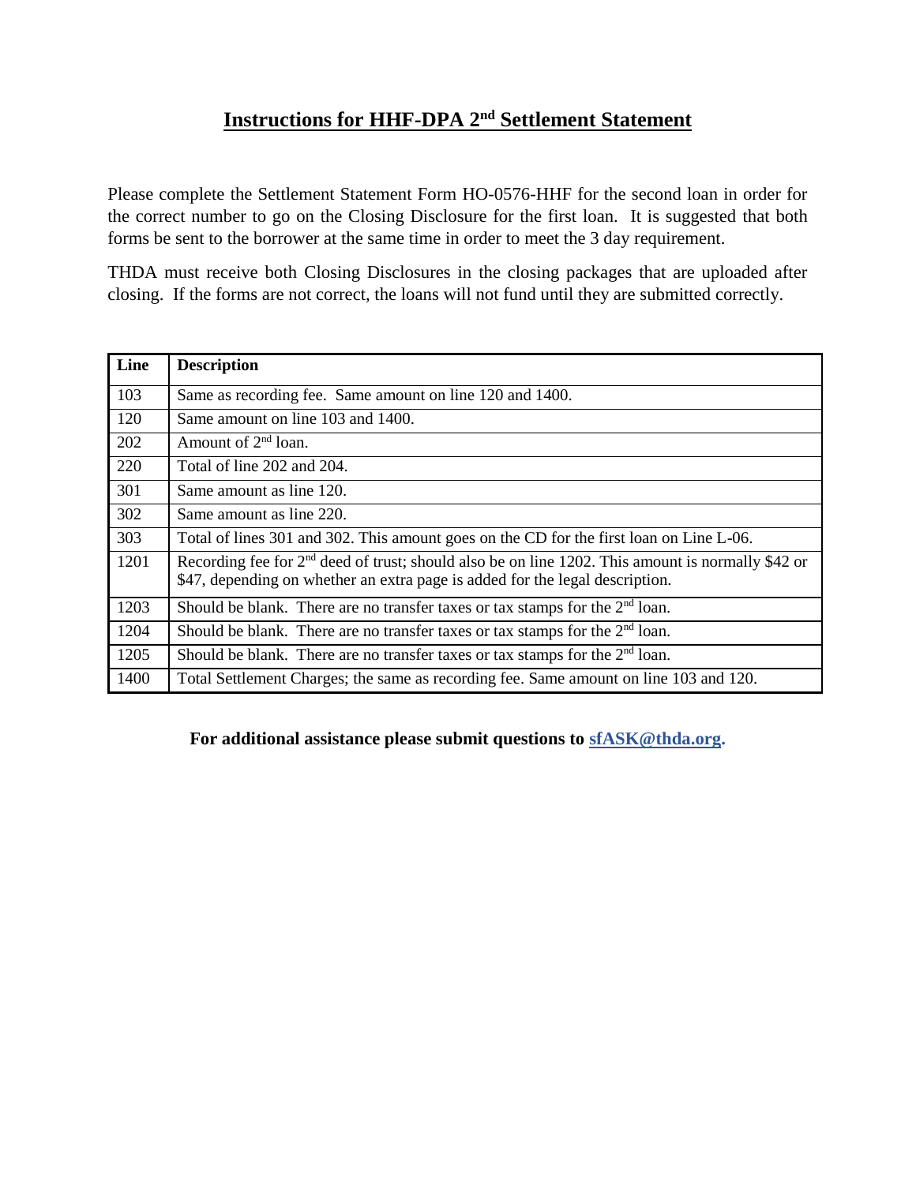# Instructions for HHF-DPA 2nd Settlement Statement

Please complete the Settlement Statement Form HO-0576-HHF for the second loan in order for the correct number to go on the Closing Disclosure for the first loan. It is suggested that both forms be sent to the borrower at the same time in order to meet the 3 day requirement.

THDA must receive both Closing Disclosures in the closing packages that are uploaded after closing. If the forms are not correct, the loans will not fund until they are submitted correctly.

| Line | Description |
|---|---|
| 103 | Same as recording fee. Same amount on line 120 and 1400. |
| 120 | Same amount on line 103 and 1400. |
| 202 | Amount of 2nd loan. |
| 220 | Total of line 202 and 204. |
| 301 | Same amount as line 120. |
| 302 | Same amount as line 220. |
| 303 | Total of lines 301 and 302. This amount goes on the CD for the first loan on Line L-06. |
| 1201 | Recording fee for 2nd deed of trust; should also be on line 1202. This amount is normally $42 or $47, depending on whether an extra page is added for the legal description. |
| 1203 | Should be blank. There are no transfer taxes or tax stamps for the 2nd loan. |
| 1204 | Should be blank. There are no transfer taxes or tax stamps for the 2nd loan. |
| 1205 | Should be blank. There are no transfer taxes or tax stamps for the 2nd loan. |
| 1400 | Total Settlement Charges; the same as recording fee. Same amount on line 103 and 120. |

**For additional assistance please submit questions to sfASK@thda.org.**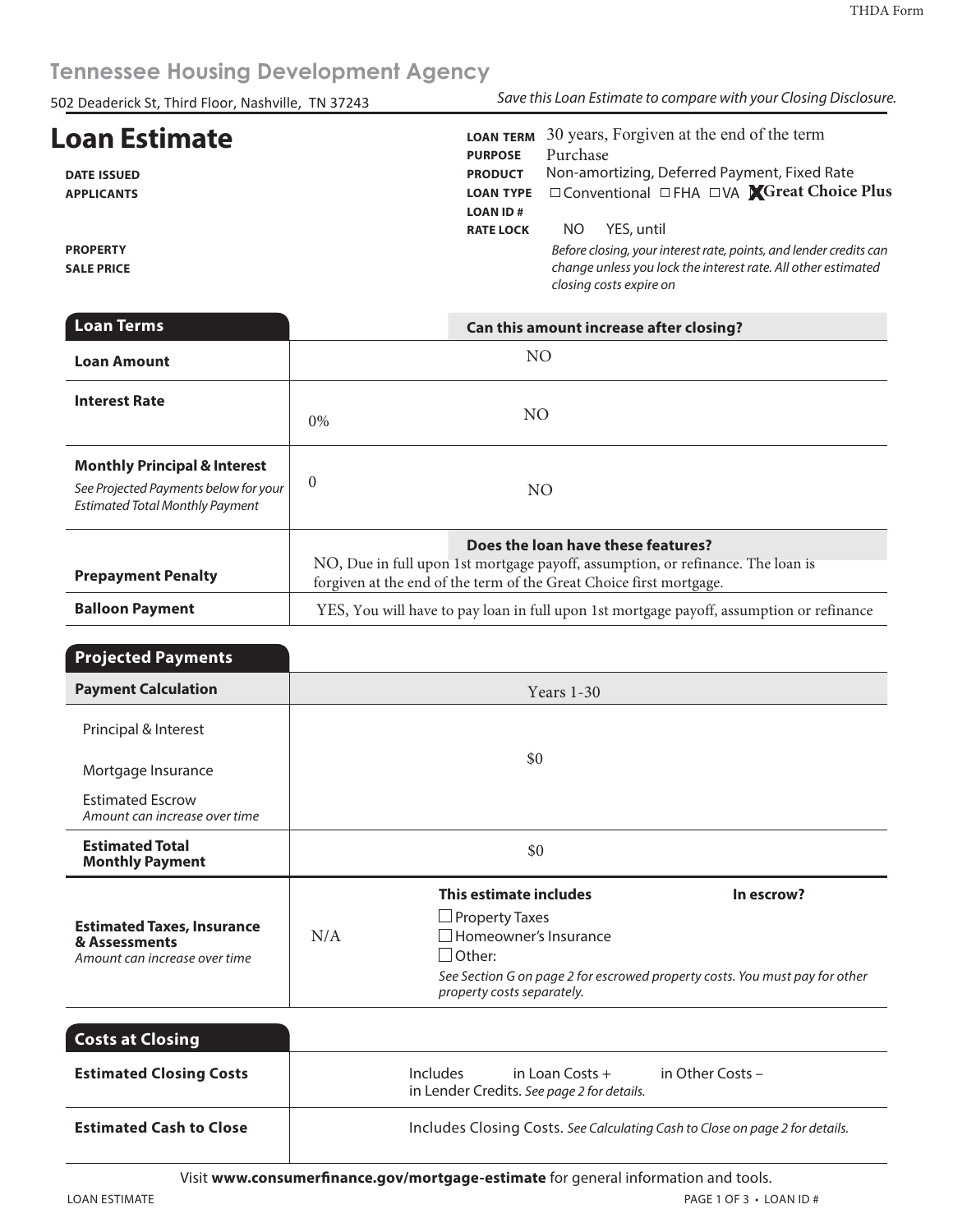THDA Form

## Tennessee Housing Development Agency

502 Deaderick St, Third Floor, Nashville, TN 37243

*Save this Loan Estimate to compare with your Closing Disclosure.*

# Loan Estimate

**DATE ISSUED**
**APPLICANTS**

**PROPERTY**
**SALE PRICE**

**LOAN TERM** 30 years, Forgiven at the end of the term
**PURPOSE** Purchase
**PRODUCT** Non-amortizing, Deferred Payment, Fixed Rate
**LOAN TYPE** ☐ Conventional ☐ FHA ☐ VA ☒ Great Choice Plus
**LOAN ID #**
**RATE LOCK** NO YES, until

*Before closing, your interest rate, points, and lender credits can change unless you lock the interest rate. All other estimated closing costs expire on*

| **Loan Terms** | | **Can this amount increase after closing?** |
|---|---|---|
| **Loan Amount** | | NO |
| **Interest Rate** | 0% | NO |
| **Monthly Principal & Interest** *See Projected Payments below for your Estimated Total Monthly Payment* | 0 | NO |
| | | **Does the loan have these features?** |
| **Prepayment Penalty** | NO, Due in full upon 1st mortgage payoff, assumption, or refinance. The loan is forgiven at the end of the term of the Great Choice first mortgage. | |
| **Balloon Payment** | YES, You will have to pay loan in full upon 1st mortgage payoff, assumption or refinance | |

| **Projected Payments** | |
|---|---|
| **Payment Calculation** | Years 1-30 |
| Principal & Interest<br>Mortgage Insurance<br>Estimated Escrow *Amount can increase over time* | $0 |
| **Estimated Total Monthly Payment** | $0 |
| **Estimated Taxes, Insurance & Assessments** *Amount can increase over time* | N/A<br>**This estimate includes** / **In escrow?**<br>☐ Property Taxes<br>☐ Homeowner's Insurance<br>☐ Other:<br>*See Section G on page 2 for escrowed property costs. You must pay for other property costs separately.* |

| **Costs at Closing** | |
|---|---|
| **Estimated Closing Costs** | Includes in Loan Costs + in Other Costs – in Lender Credits. *See page 2 for details.* |
| **Estimated Cash to Close** | Includes Closing Costs. *See Calculating Cash to Close on page 2 for details.* |

Visit **www.consumerfinance.gov/mortgage-estimate** for general information and tools.

LOAN ESTIMATE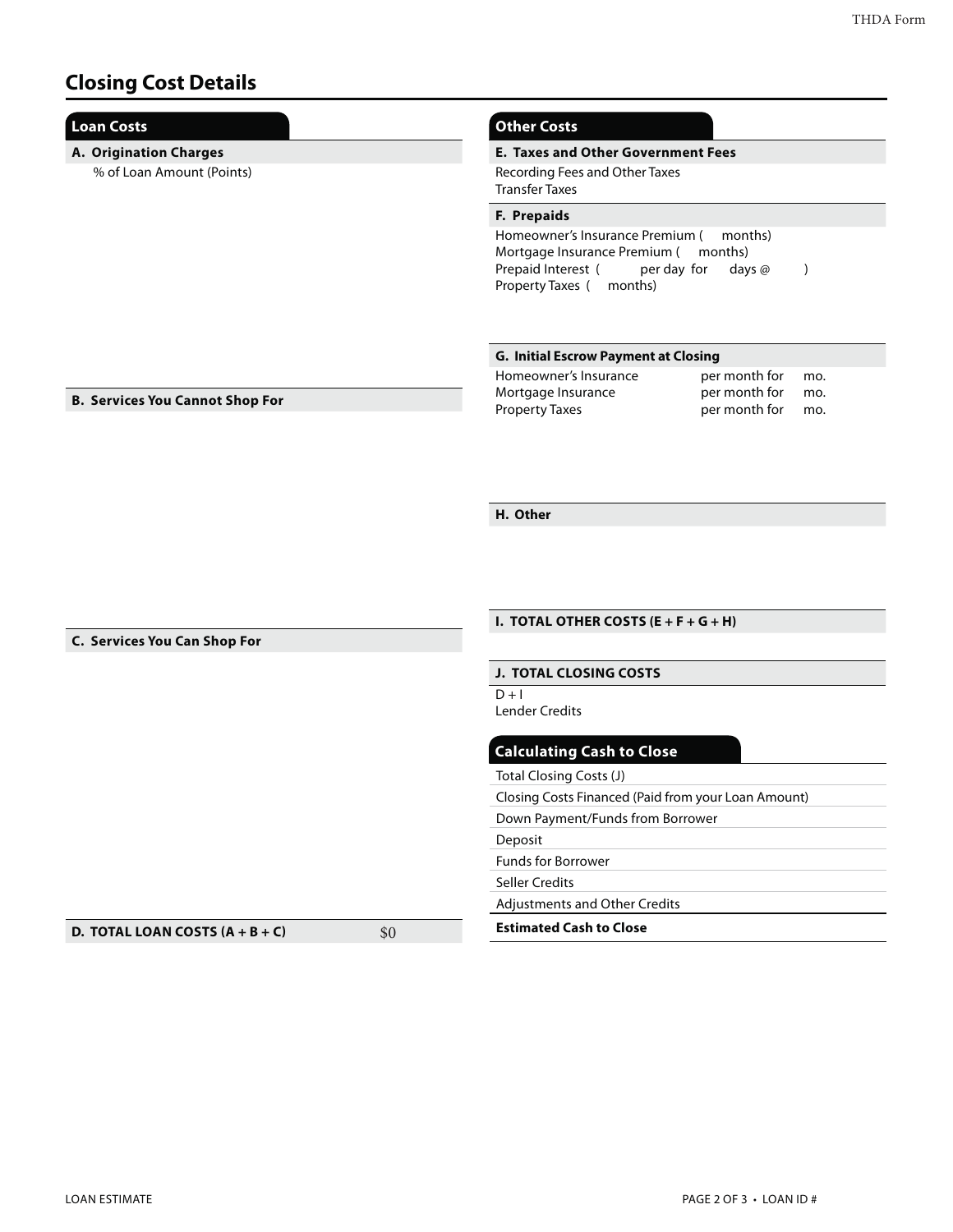## Closing Cost Details

### Loan Costs

**A. Origination Charges**

% of Loan Amount (Points)

**B. Services You Cannot Shop For**

**C. Services You Can Shop For**

| **D. TOTAL LOAN COSTS (A + B + C)** | $0 |
|---|---|

### Other Costs

**E. Taxes and Other Government Fees**

Recording Fees and Other Taxes
Transfer Taxes

**F. Prepaids**

Homeowner's Insurance Premium ( months)
Mortgage Insurance Premium ( months)
Prepaid Interest ( per day for days @ )
Property Taxes ( months)

**G. Initial Escrow Payment at Closing**

| | | |
|---|---|---|
| Homeowner's Insurance | per month for | mo. |
| Mortgage Insurance | per month for | mo. |
| Property Taxes | per month for | mo. |

**H. Other**

**I. TOTAL OTHER COSTS (E + F + G + H)**

**J. TOTAL CLOSING COSTS**

D + I
Lender Credits

### Calculating Cash to Close

| |
|---|
| Total Closing Costs (J) |
| Closing Costs Financed (Paid from your Loan Amount) |
| Down Payment/Funds from Borrower |
| Deposit |
| Funds for Borrower |
| Seller Credits |
| Adjustments and Other Credits |
| **Estimated Cash to Close** |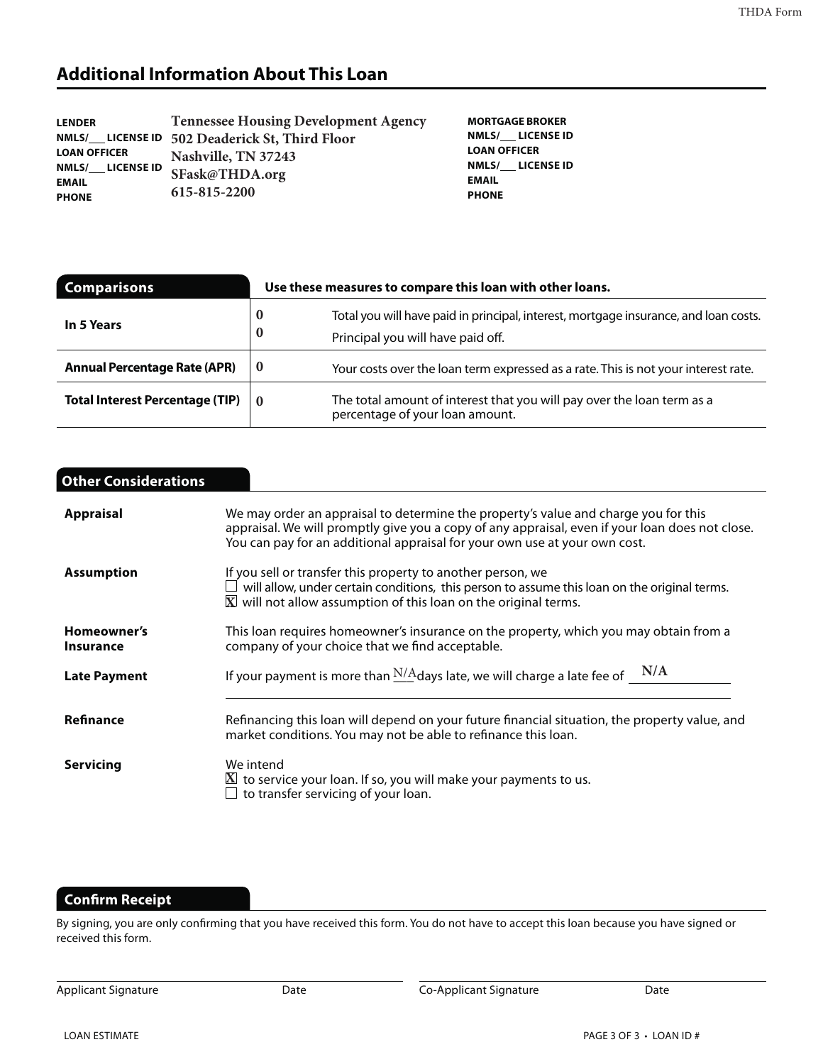## Additional Information About This Loan

| | |
|---|---|
| **LENDER** | Tennessee Housing Development Agency |
| **NMLS/___ LICENSE ID** | 502 Deaderick St, Third Floor |
| **LOAN OFFICER** | Nashville, TN 37243 |
| **NMLS/___ LICENSE ID** | SFask@THDA.org |
| **EMAIL** | 615-815-2200 |
| **PHONE** | |

| | |
|---|---|
| **MORTGAGE BROKER** | |
| **NMLS/___ LICENSE ID** | |
| **LOAN OFFICER** | |
| **NMLS/___ LICENSE ID** | |
| **EMAIL** | |
| **PHONE** | |

| **Comparisons** | **Use these measures to compare this loan with other loans.** | |
|---|---|---|
| **In 5 Years** | 0 | Total you will have paid in principal, interest, mortgage insurance, and loan costs. |
| | 0 | Principal you will have paid off. |
| **Annual Percentage Rate (APR)** | 0 | Your costs over the loan term expressed as a rate. This is not your interest rate. |
| **Total Interest Percentage (TIP)** | 0 | The total amount of interest that you will pay over the loan term as a percentage of your loan amount. |

### Other Considerations

**Appraisal** — We may order an appraisal to determine the property's value and charge you for this appraisal. We will promptly give you a copy of any appraisal, even if your loan does not close. You can pay for an additional appraisal for your own use at your own cost.

**Assumption** — If you sell or transfer this property to another person, we
- ☐ will allow, under certain conditions, this person to assume this loan on the original terms.
- ☒ will not allow assumption of this loan on the original terms.

**Homeowner's Insurance** — This loan requires homeowner's insurance on the property, which you may obtain from a company of your choice that we find acceptable.

**Late Payment** — If your payment is more than N/A days late, we will charge a late fee of N/A

**Refinance** — Refinancing this loan will depend on your future financial situation, the property value, and market conditions. You may not be able to refinance this loan.

**Servicing** — We intend
- ☒ to service your loan. If so, you will make your payments to us.
- ☐ to transfer servicing of your loan.

### Confirm Receipt

By signing, you are only confirming that you have received this form. You do not have to accept this loan because you have signed or received this form.

| Applicant Signature | Date | Co-Applicant Signature | Date |
|---|---|---|---|
| | | | |

LOAN ESTIMATE — LOAN ID #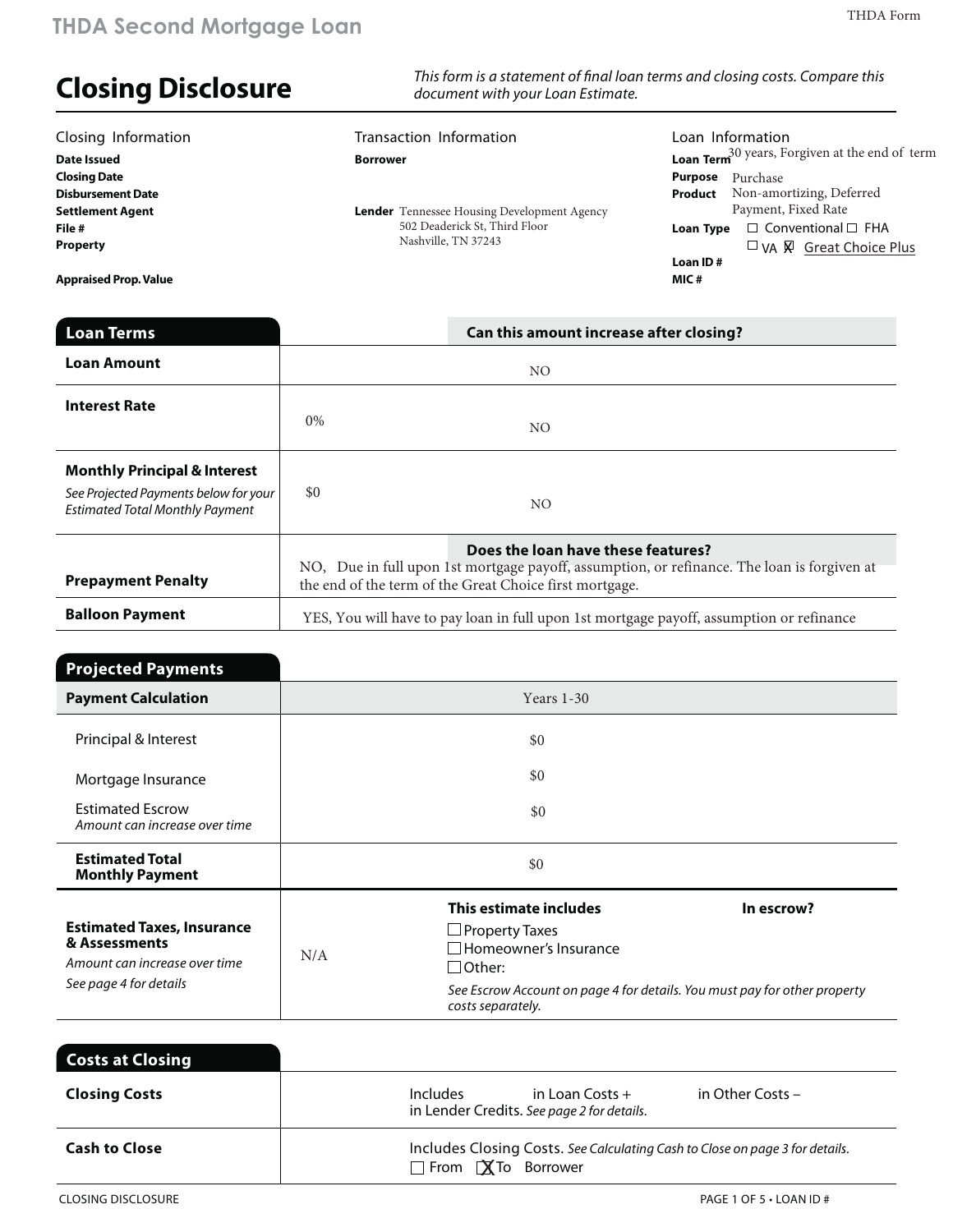THDA Second Mortgage Loan

THDA Form

# Closing Disclosure

*This form is a statement of final loan terms and closing costs. Compare this document with your Loan Estimate.*

| Closing Information | | Transaction Information | | Loan Information | |
|---|---|---|---|---|---|
| **Date Issued** | | **Borrower** | | **Loan Term** | 30 years, Forgiven at the end of term |
| **Closing Date** | | | | **Purpose** | Purchase |
| **Disbursement Date** | | | | **Product** | Non-amortizing, Deferred Payment, Fixed Rate |
| **Settlement Agent** | | **Lender** | Tennessee Housing Development Agency 502 Deaderick St, Third Floor Nashville, TN 37243 | **Loan Type** | ☐ Conventional ☐ FHA ☐ VA ☒ Great Choice Plus |
| **File #** | | | | **Loan ID #** | |
| **Property** | | | | **MIC #** | |
| **Appraised Prop. Value** | | | | | |

| Loan Terms | | Can this amount increase after closing? |
|---|---|---|
| **Loan Amount** | | NO |
| **Interest Rate** | 0% | NO |
| **Monthly Principal & Interest** *See Projected Payments below for your Estimated Total Monthly Payment* | $0 | NO |
| | | **Does the loan have these features?** |
| **Prepayment Penalty** | NO, Due in full upon 1st mortgage payoff, assumption, or refinance. The loan is forgiven at the end of the term of the Great Choice first mortgage. | |
| **Balloon Payment** | YES, You will have to pay loan in full upon 1st mortgage payoff, assumption or refinance | |

| Projected Payments | |
|---|---|
| **Payment Calculation** | Years 1-30 |
| Principal & Interest | $0 |
| Mortgage Insurance | $0 |
| Estimated Escrow *Amount can increase over time* | $0 |
| **Estimated Total Monthly Payment** | $0 |

| | | This estimate includes | In escrow? |
|---|---|---|---|
| **Estimated Taxes, Insurance & Assessments** *Amount can increase over time* *See page 4 for details* | N/A | ☐ Property Taxes<br>☐ Homeowner's Insurance<br>☐ Other:<br>*See Escrow Account on page 4 for details. You must pay for other property costs separately.* | |

| Costs at Closing | |
|---|---|
| **Closing Costs** | Includes in Loan Costs + in Other Costs – in Lender Credits. *See page 2 for details.* |
| **Cash to Close** | Includes Closing Costs. *See Calculating Cash to Close on page 3 for details.* ☐ From ☒ To Borrower |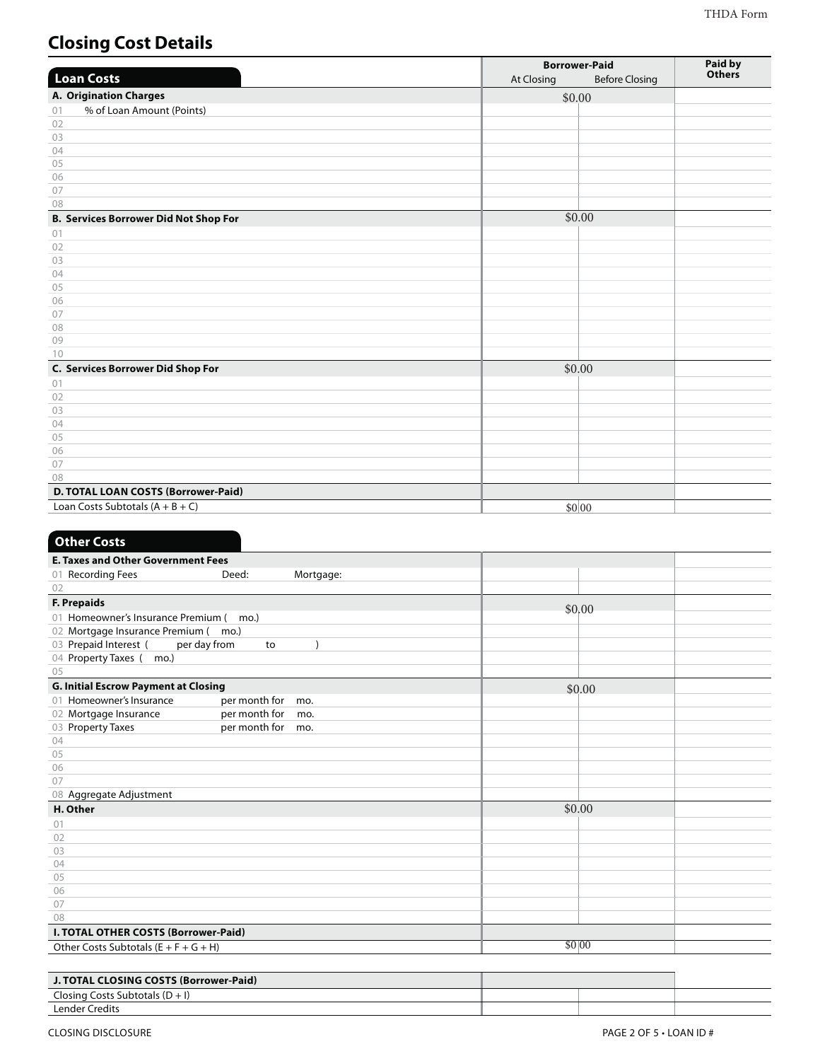# Closing Cost Details

| Loan Costs | Borrower-Paid | | Paid by Others |
|---|---|---|---|
| | At Closing | Before Closing | |
| **A. Origination Charges** | $0.00 | | |
| 01 % of Loan Amount (Points) | | | |
| 02 | | | |
| 03 | | | |
| 04 | | | |
| 05 | | | |
| 06 | | | |
| 07 | | | |
| 08 | | | |
| **B. Services Borrower Did Not Shop For** | $0.00 | | |
| 01 | | | |
| 02 | | | |
| 03 | | | |
| 04 | | | |
| 05 | | | |
| 06 | | | |
| 07 | | | |
| 08 | | | |
| 09 | | | |
| 10 | | | |
| **C. Services Borrower Did Shop For** | $0.00 | | |
| 01 | | | |
| 02 | | | |
| 03 | | | |
| 04 | | | |
| 05 | | | |
| 06 | | | |
| 07 | | | |
| 08 | | | |
| **D. TOTAL LOAN COSTS (Borrower-Paid)** | | | |
| Loan Costs Subtotals (A + B + C) | $0 | 00 | |

| Other Costs | Borrower-Paid | | Paid by Others |
|---|---|---|---|
| | At Closing | Before Closing | |
| **E. Taxes and Other Government Fees** | | | |
| 01 Recording Fees Deed: Mortgage: | | | |
| 02 | | | |
| **F. Prepaids** | $0.00 | | |
| 01 Homeowner's Insurance Premium ( mo.) | | | |
| 02 Mortgage Insurance Premium ( mo.) | | | |
| 03 Prepaid Interest ( per day from to ) | | | |
| 04 Property Taxes ( mo.) | | | |
| 05 | | | |
| **G. Initial Escrow Payment at Closing** | $0.00 | | |
| 01 Homeowner's Insurance per month for mo. | | | |
| 02 Mortgage Insurance per month for mo. | | | |
| 03 Property Taxes per month for mo. | | | |
| 04 | | | |
| 05 | | | |
| 06 | | | |
| 07 | | | |
| 08 Aggregate Adjustment | | | |
| **H. Other** | $0.00 | | |
| 01 | | | |
| 02 | | | |
| 03 | | | |
| 04 | | | |
| 05 | | | |
| 06 | | | |
| 07 | | | |
| 08 | | | |
| **I. TOTAL OTHER COSTS (Borrower-Paid)** | | | |
| Other Costs Subtotals (E + F + G + H) | $0 | 00 | |

| | | | |
|---|---|---|---|
| **J. TOTAL CLOSING COSTS (Borrower-Paid)** | | | |
| Closing Costs Subtotals (D + I) | | | |
| Lender Credits | | | |

CLOSING DISCLOSURE

PAGE 2 OF 5 • LOAN ID #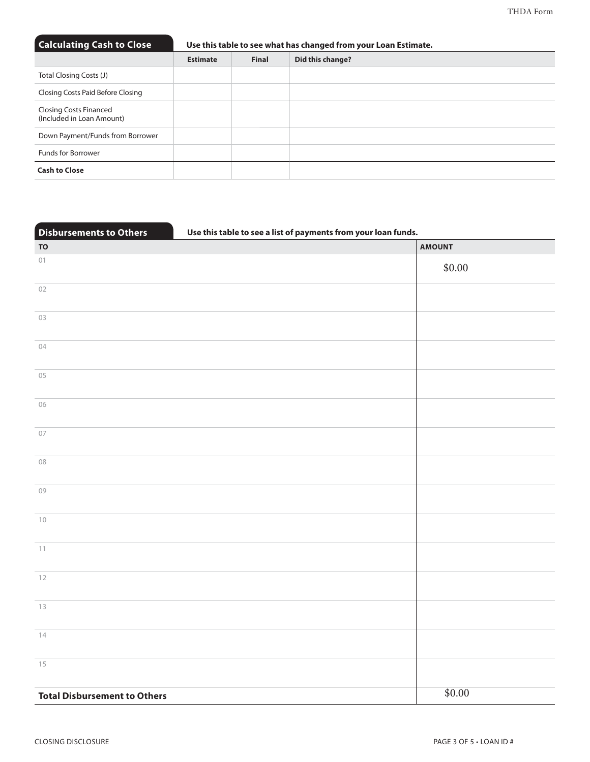## Calculating Cash to Close

**Use this table to see what has changed from your Loan Estimate.**

| | Estimate | Final | Did this change? |
|---|---|---|---|
| Total Closing Costs (J) | | | |
| Closing Costs Paid Before Closing | | | |
| Closing Costs Financed (Included in Loan Amount) | | | |
| Down Payment/Funds from Borrower | | | |
| Funds for Borrower | | | |
| **Cash to Close** | | | |

## Disbursements to Others

**Use this table to see a list of payments from your loan funds.**

| TO | AMOUNT |
|---|---|
| 01 | $0.00 |
| 02 | |
| 03 | |
| 04 | |
| 05 | |
| 06 | |
| 07 | |
| 08 | |
| 09 | |
| 10 | |
| 11 | |
| 12 | |
| 13 | |
| 14 | |
| 15 | |
| **Total Disbursement to Others** | $0.00 |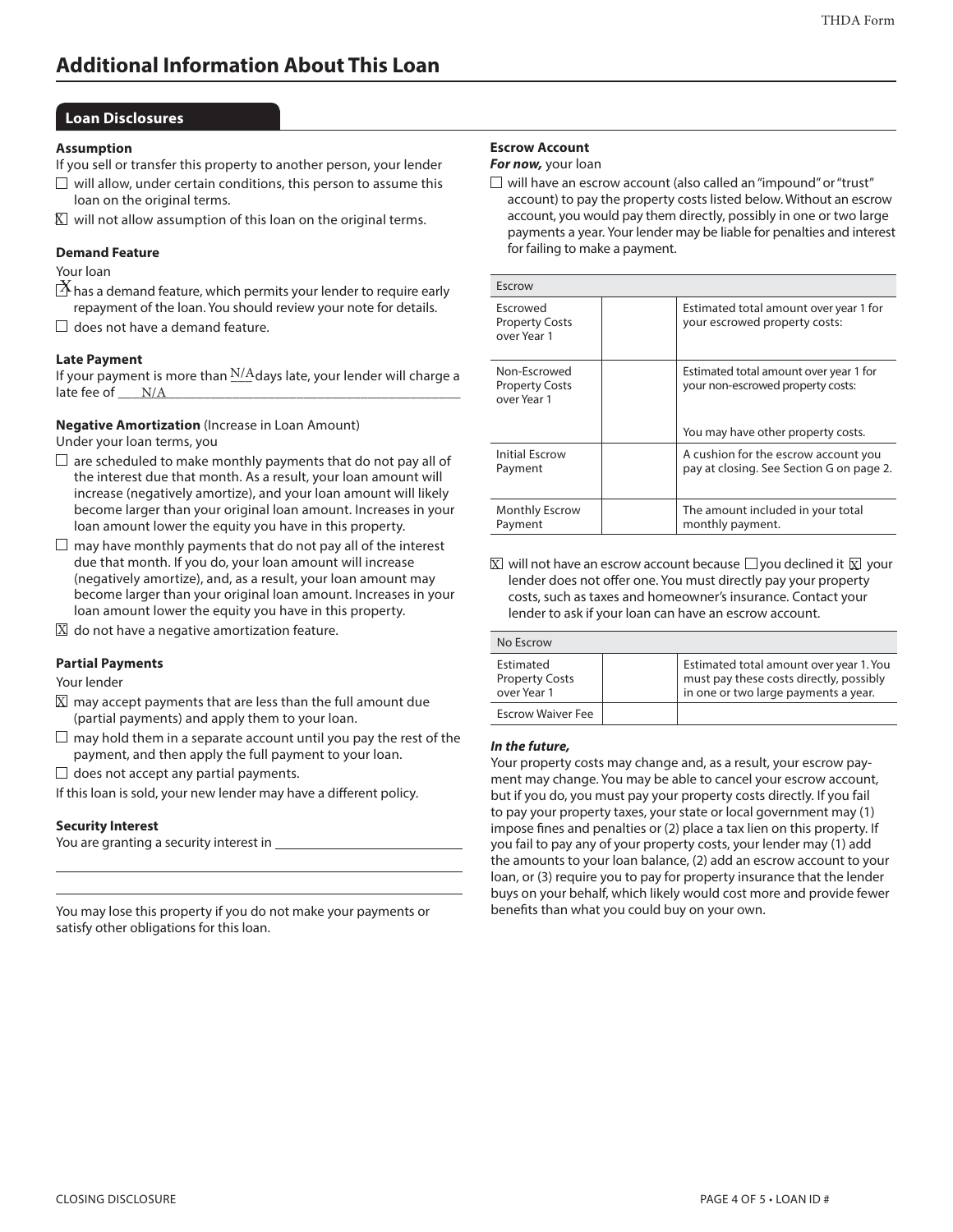# Additional Information About This Loan

## Loan Disclosures

### Assumption

If you sell or transfer this property to another person, your lender

- ☐ will allow, under certain conditions, this person to assume this loan on the original terms.
- ☒ will not allow assumption of this loan on the original terms.

### Demand Feature

Your loan

- ☒ has a demand feature, which permits your lender to require early repayment of the loan. You should review your note for details.
- ☐ does not have a demand feature.

### Late Payment

If your payment is more than N/A days late, your lender will charge a late fee of N/A

### Negative Amortization (Increase in Loan Amount)

Under your loan terms, you

- ☐ are scheduled to make monthly payments that do not pay all of the interest due that month. As a result, your loan amount will increase (negatively amortize), and your loan amount will likely become larger than your original loan amount. Increases in your loan amount lower the equity you have in this property.
- ☐ may have monthly payments that do not pay all of the interest due that month. If you do, your loan amount will increase (negatively amortize), and, as a result, your loan amount may become larger than your original loan amount. Increases in your loan amount lower the equity you have in this property.
- ☒ do not have a negative amortization feature.

### Partial Payments

Your lender

- ☒ may accept payments that are less than the full amount due (partial payments) and apply them to your loan.
- ☐ may hold them in a separate account until you pay the rest of the payment, and then apply the full payment to your loan.
- ☐ does not accept any partial payments.

If this loan is sold, your new lender may have a different policy.

### Security Interest

You are granting a security interest in ______________________

You may lose this property if you do not make your payments or satisfy other obligations for this loan.

### Escrow Account

***For now,*** your loan

- ☐ will have an escrow account (also called an "impound" or "trust" account) to pay the property costs listed below. Without an escrow account, you would pay them directly, possibly in one or two large payments a year. Your lender may be liable for penalties and interest for failing to make a payment.

| Escrow | | |
|---|---|---|
| Escrowed Property Costs over Year 1 | | Estimated total amount over year 1 for your escrowed property costs: |
| Non-Escrowed Property Costs over Year 1 | | Estimated total amount over year 1 for your non-escrowed property costs:<br><br>You may have other property costs. |
| Initial Escrow Payment | | A cushion for the escrow account you pay at closing. See Section G on page 2. |
| Monthly Escrow Payment | | The amount included in your total monthly payment. |

- ☒ will not have an escrow account because ☐ you declined it ☒ your lender does not offer one. You must directly pay your property costs, such as taxes and homeowner's insurance. Contact your lender to ask if your loan can have an escrow account.

| No Escrow | | |
|---|---|---|
| Estimated Property Costs over Year 1 | | Estimated total amount over year 1. You must pay these costs directly, possibly in one or two large payments a year. |
| Escrow Waiver Fee | | |

***In the future,***

Your property costs may change and, as a result, your escrow payment may change. You may be able to cancel your escrow account, but if you do, you must pay your property costs directly. If you fail to pay your property taxes, your state or local government may (1) impose fines and penalties or (2) place a tax lien on this property. If you fail to pay any of your property costs, your lender may (1) add the amounts to your loan balance, (2) add an escrow account to your loan, or (3) require you to pay for property insurance that the lender buys on your behalf, which likely would cost more and provide fewer benefits than what you could buy on your own.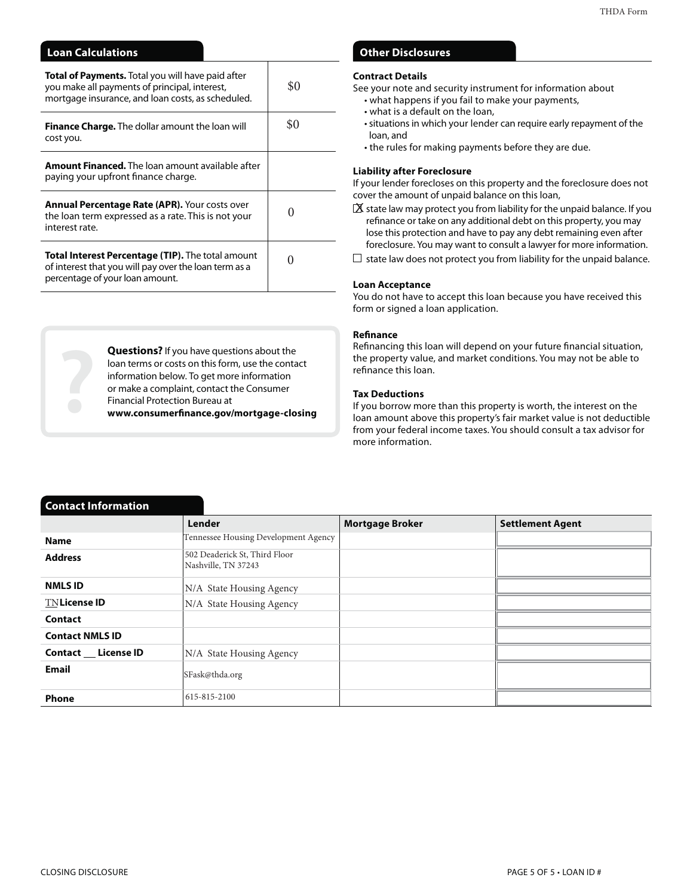## Loan Calculations

| | |
|---|---|
| **Total of Payments.** Total you will have paid after you make all payments of principal, interest, mortgage insurance, and loan costs, as scheduled. | $0 |
| **Finance Charge.** The dollar amount the loan will cost you. | $0 |
| **Amount Financed.** The loan amount available after paying your upfront finance charge. | |
| **Annual Percentage Rate (APR).** Your costs over the loan term expressed as a rate. This is not your interest rate. | 0 |
| **Total Interest Percentage (TIP).** The total amount of interest that you will pay over the loan term as a percentage of your loan amount. | 0 |

**Questions?** If you have questions about the loan terms or costs on this form, use the contact information below. To get more information or make a complaint, contact the Consumer Financial Protection Bureau at **www.consumerfinance.gov/mortgage-closing**

## Other Disclosures

**Contract Details**

See your note and security instrument for information about

- what happens if you fail to make your payments,
- what is a default on the loan,
- situations in which your lender can require early repayment of the loan, and
- the rules for making payments before they are due.

**Liability after Foreclosure**

If your lender forecloses on this property and the foreclosure does not cover the amount of unpaid balance on this loan,

☒ state law may protect you from liability for the unpaid balance. If you refinance or take on any additional debt on this property, you may lose this protection and have to pay any debt remaining even after foreclosure. You may want to consult a lawyer for more information.

☐ state law does not protect you from liability for the unpaid balance.

**Loan Acceptance**

You do not have to accept this loan because you have received this form or signed a loan application.

**Refinance**

Refinancing this loan will depend on your future financial situation, the property value, and market conditions. You may not be able to refinance this loan.

**Tax Deductions**

If you borrow more than this property is worth, the interest on the loan amount above this property's fair market value is not deductible from your federal income taxes. You should consult a tax advisor for more information.

## Contact Information

| | Lender | Mortgage Broker | Settlement Agent |
|---|---|---|---|
| **Name** | Tennessee Housing Development Agency | | |
| **Address** | 502 Deaderick St, Third Floor Nashville, TN 37243 | | |
| **NMLS ID** | N/A State Housing Agency | | |
| TN **License ID** | N/A State Housing Agency | | |
| **Contact** | | | |
| **Contact NMLS ID** | | | |
| **Contact __ License ID** | N/A State Housing Agency | | |
| **Email** | SFask@thda.org | | |
| **Phone** | 615-815-2100 | | |